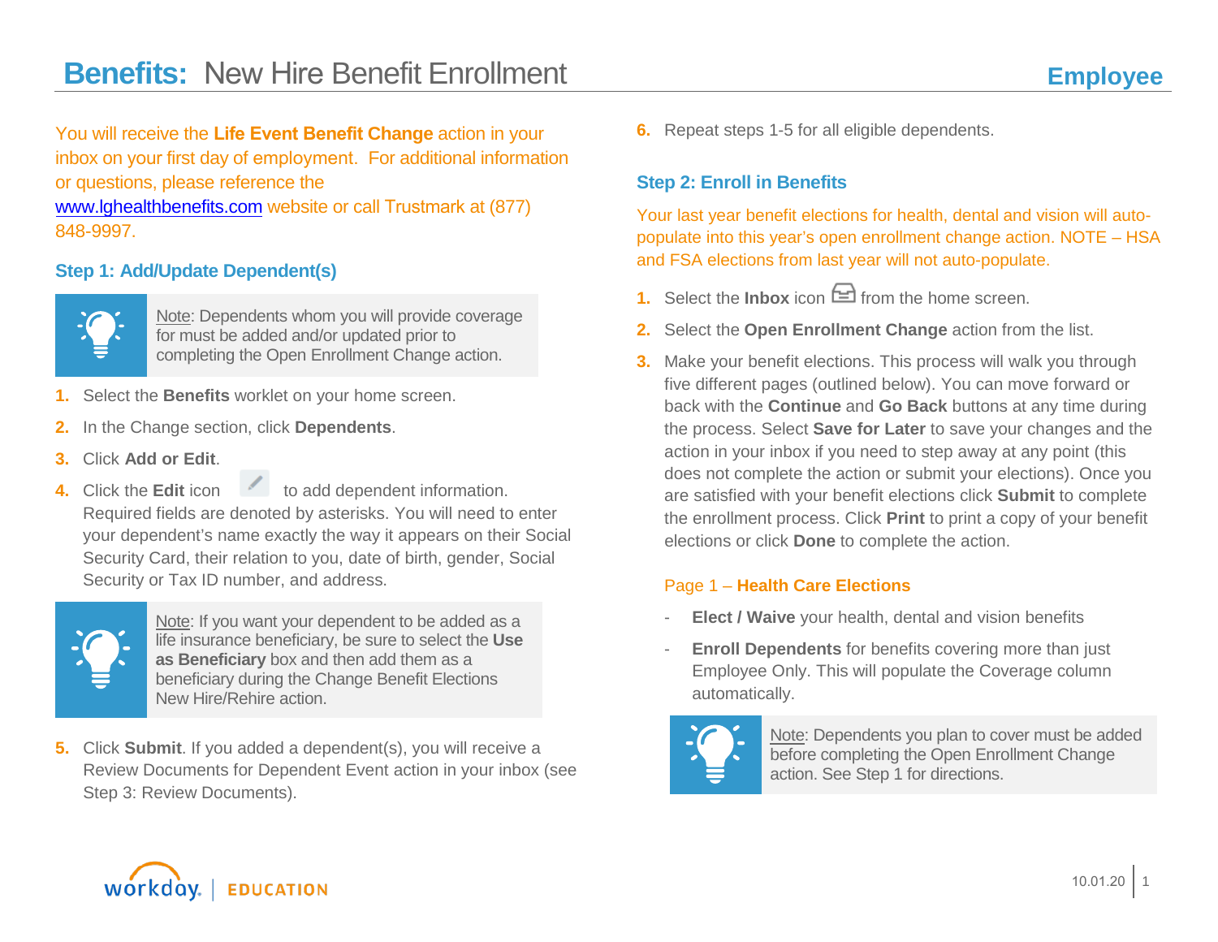# **Benefits:** New Hire Benefit Enrollment

**Employee**

You will receive the **Life Event Benefit Change** action in your inbox on your first day of employment. For additional information or questions, please reference the www.lghealthbenefits.com website or call Trustmark at (877) 848-9997.

## Step 1: Add/Update Dependent(s)

> Note: Dependents whom you will provide coverage for must be added and/or updated prior to completing the Open Enrollment Change action.

1. Select the **Benefits** worklet on your home screen.
2. In the Change section, click **Dependents**.
3. Click **Add or Edit**.
4. Click the **Edit** icon to add dependent information. Required fields are denoted by asterisks. You will need to enter your dependent's name exactly the way it appears on their Social Security Card, their relation to you, date of birth, gender, Social Security or Tax ID number, and address.

> Note: If you want your dependent to be added as a life insurance beneficiary, be sure to select the **Use as Beneficiary** box and then add them as a beneficiary during the Change Benefit Elections New Hire/Rehire action.

5. Click **Submit**. If you added a dependent(s), you will receive a Review Documents for Dependent Event action in your inbox (see Step 3: Review Documents).
6. Repeat steps 1-5 for all eligible dependents.

## Step 2: Enroll in Benefits

Your last year benefit elections for health, dental and vision will auto-populate into this year's open enrollment change action. NOTE – HSA and FSA elections from last year will not auto-populate.

1. Select the **Inbox** icon from the home screen.
2. Select the **Open Enrollment Change** action from the list.
3. Make your benefit elections. This process will walk you through five different pages (outlined below). You can move forward or back with the **Continue** and **Go Back** buttons at any time during the process. Select **Save for Later** to save your changes and the action in your inbox if you need to step away at any point (this does not complete the action or submit your elections). Once you are satisfied with your benefit elections click **Submit** to complete the enrollment process. Click **Print** to print a copy of your benefit elections or click **Done** to complete the action.

### Page 1 – **Health Care Elections**

- **Elect / Waive** your health, dental and vision benefits
- **Enroll Dependents** for benefits covering more than just Employee Only. This will populate the Coverage column automatically.

> Note: Dependents you plan to cover must be added before completing the Open Enrollment Change action. See Step 1 for directions.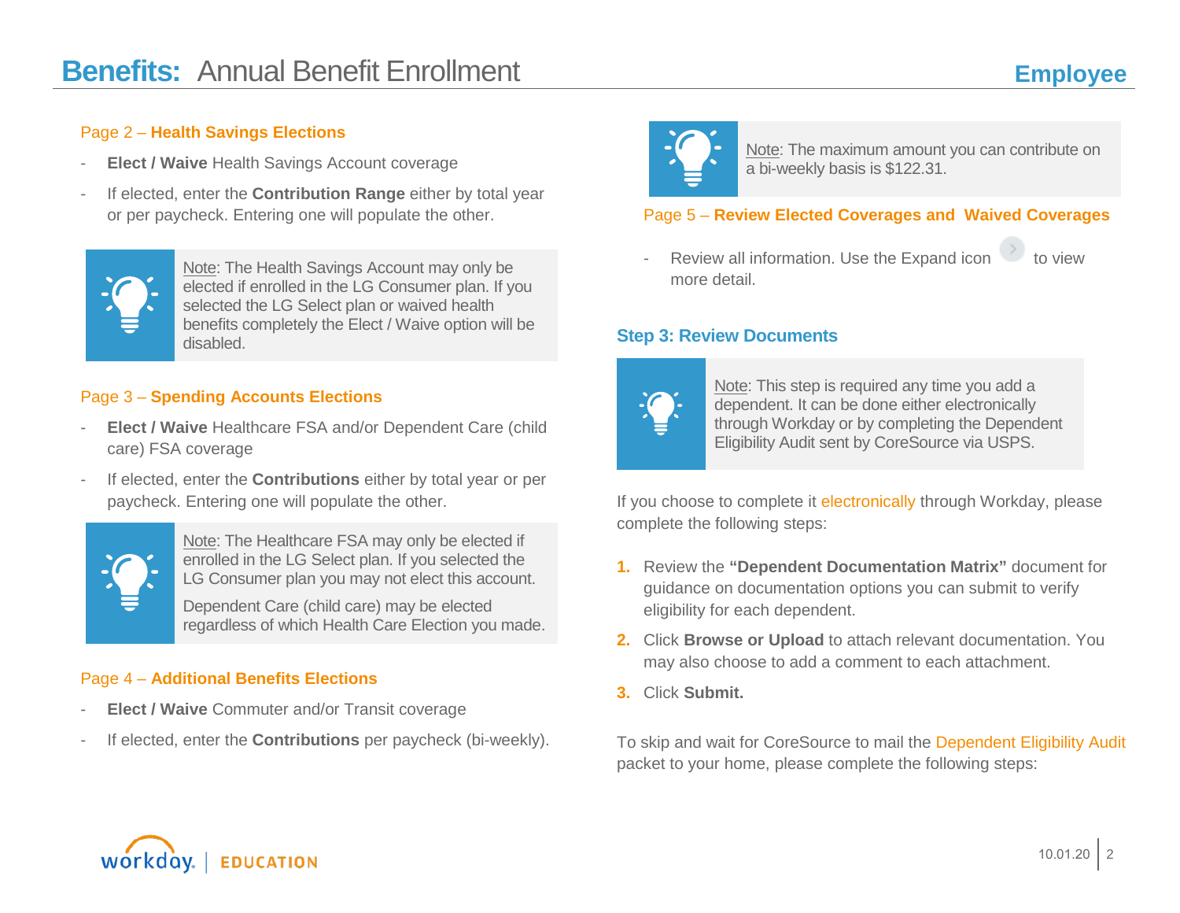Page 2 – **Health Savings Elections**

- **Elect / Waive** Health Savings Account coverage
- If elected, enter the **Contribution Range** either by total year or per paycheck. Entering one will populate the other.

> Note: The Health Savings Account may only be elected if enrolled in the LG Consumer plan. If you selected the LG Select plan or waived health benefits completely the Elect / Waive option will be disabled.

Page 3 – **Spending Accounts Elections**

- **Elect / Waive** Healthcare FSA and/or Dependent Care (child care) FSA coverage
- If elected, enter the **Contributions** either by total year or per paycheck. Entering one will populate the other.

> Note: The Healthcare FSA may only be elected if enrolled in the LG Select plan. If you selected the LG Consumer plan you may not elect this account.
>
> Dependent Care (child care) may be elected regardless of which Health Care Election you made.

Page 4 – **Additional Benefits Elections**

- **Elect / Waive** Commuter and/or Transit coverage
- If elected, enter the **Contributions** per paycheck (bi-weekly).

> Note: The maximum amount you can contribute on a bi-weekly basis is $122.31.

Page 5 – **Review Elected Coverages and Waived Coverages**

- Review all information. Use the Expand icon to view more detail.

### Step 3: Review Documents

> Note: This step is required any time you add a dependent. It can be done either electronically through Workday or by completing the Dependent Eligibility Audit sent by CoreSource via USPS.

If you choose to complete it electronically through Workday, please complete the following steps:

1. Review the **"Dependent Documentation Matrix"** document for guidance on documentation options you can submit to verify eligibility for each dependent.
2. Click **Browse or Upload** to attach relevant documentation. You may also choose to add a comment to each attachment.
3. Click **Submit.**

To skip and wait for CoreSource to mail the Dependent Eligibility Audit packet to your home, please complete the following steps: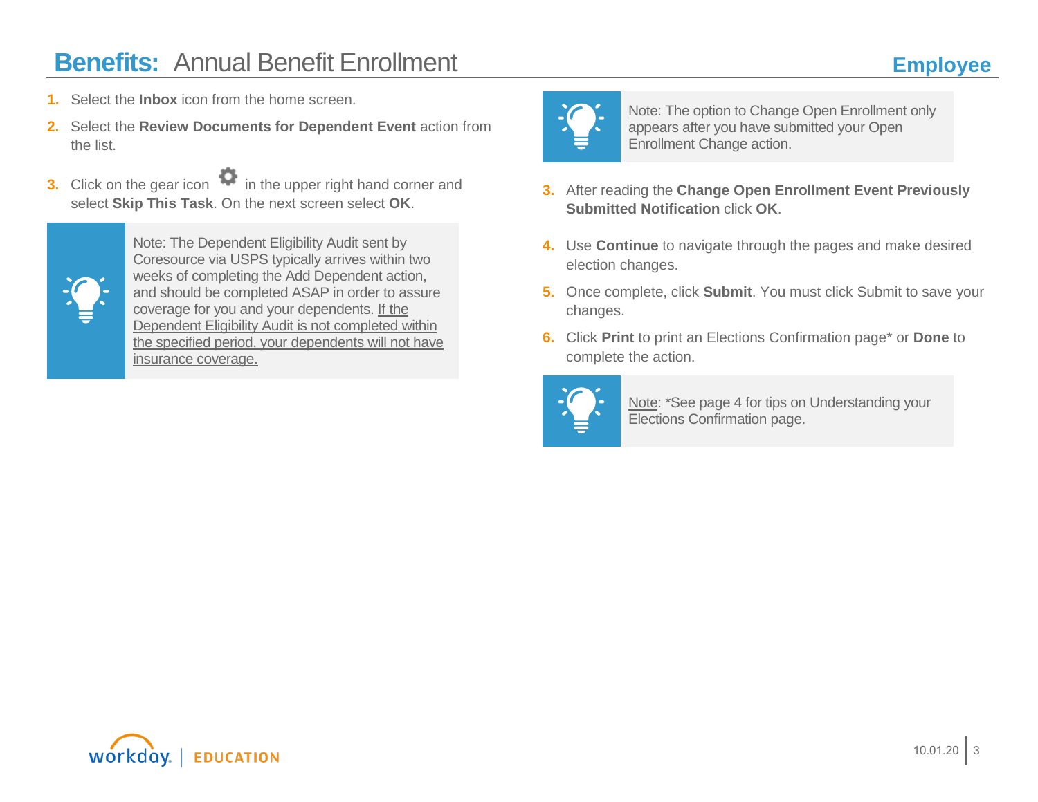# **Benefits:** Annual Benefit Enrollment

**Employee**

1. Select the **Inbox** icon from the home screen.
2. Select the **Review Documents for Dependent Event** action from the list.
3. Click on the gear icon in the upper right hand corner and select **Skip This Task**. On the next screen select **OK**.

> Note: The Dependent Eligibility Audit sent by Coresource via USPS typically arrives within two weeks of completing the Add Dependent action, and should be completed ASAP in order to assure coverage for you and your dependents. If the Dependent Eligibility Audit is not completed within the specified period, your dependents will not have insurance coverage.

> Note: The option to Change Open Enrollment only appears after you have submitted your Open Enrollment Change action.

3. After reading the **Change Open Enrollment Event Previously Submitted Notification** click **OK**.
4. Use **Continue** to navigate through the pages and make desired election changes.
5. Once complete, click **Submit**. You must click Submit to save your changes.
6. Click **Print** to print an Elections Confirmation page* or **Done** to complete the action.

> Note: *See page 4 for tips on Understanding your Elections Confirmation page.